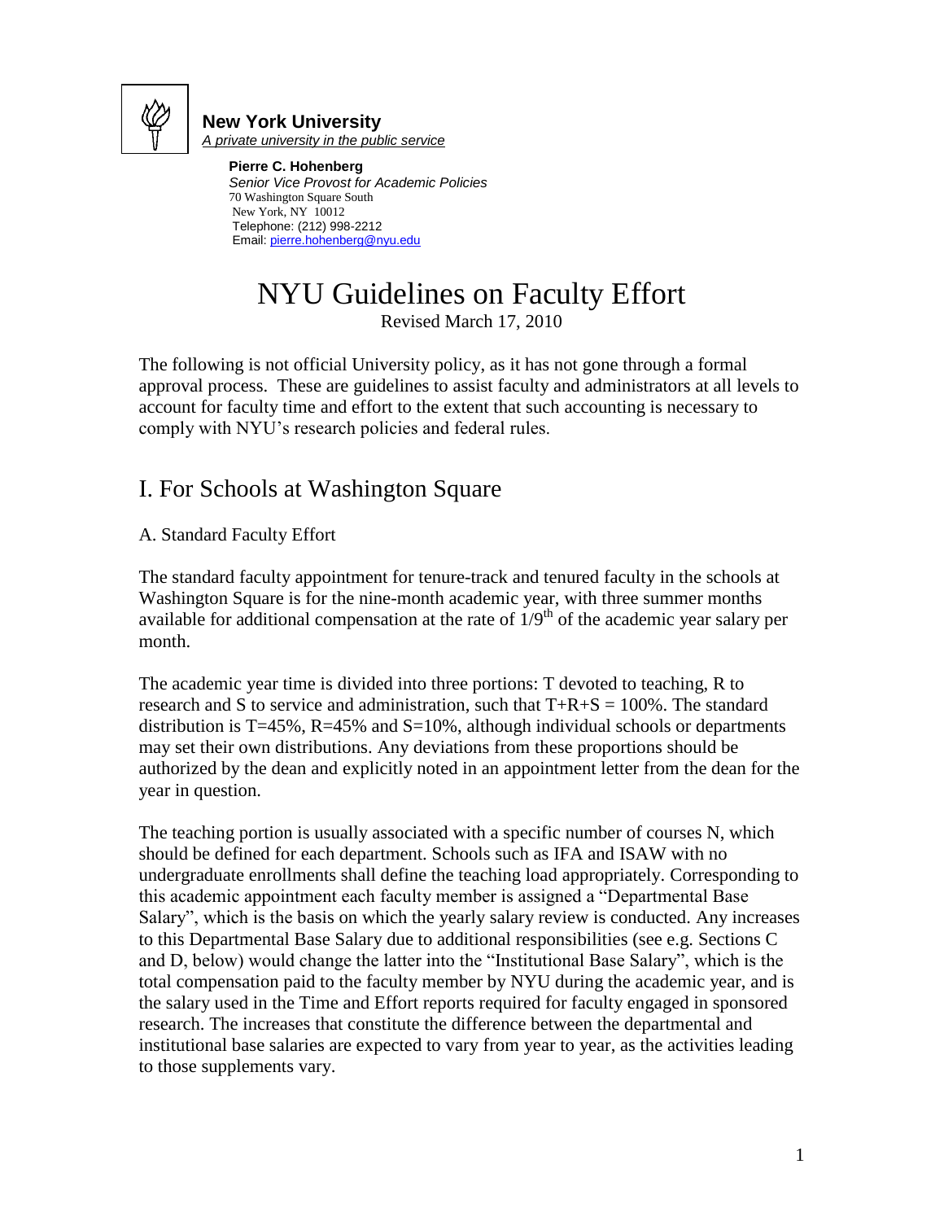**New York University**
*A private university in the public service*

**Pierre C. Hohenberg**
*Senior Vice Provost for Academic Policies*
70 Washington Square South
New York, NY 10012
Telephone: (212) 998-2212
Email: pierre.hohenberg@nyu.edu

# NYU Guidelines on Faculty Effort

Revised March 17, 2010

The following is not official University policy, as it has not gone through a formal approval process. These are guidelines to assist faculty and administrators at all levels to account for faculty time and effort to the extent that such accounting is necessary to comply with NYU's research policies and federal rules.

## I. For Schools at Washington Square

### A. Standard Faculty Effort

The standard faculty appointment for tenure-track and tenured faculty in the schools at Washington Square is for the nine-month academic year, with three summer months available for additional compensation at the rate of $1/9^{th}$ of the academic year salary per month.

The academic year time is divided into three portions: T devoted to teaching, R to research and S to service and administration, such that $T+R+S = 100\%$. The standard distribution is $T=45\%$, $R=45\%$ and $S=10\%$, although individual schools or departments may set their own distributions. Any deviations from these proportions should be authorized by the dean and explicitly noted in an appointment letter from the dean for the year in question.

The teaching portion is usually associated with a specific number of courses N, which should be defined for each department. Schools such as IFA and ISAW with no undergraduate enrollments shall define the teaching load appropriately. Corresponding to this academic appointment each faculty member is assigned a "Departmental Base Salary", which is the basis on which the yearly salary review is conducted. Any increases to this Departmental Base Salary due to additional responsibilities (see e.g. Sections C and D, below) would change the latter into the "Institutional Base Salary", which is the total compensation paid to the faculty member by NYU during the academic year, and is the salary used in the Time and Effort reports required for faculty engaged in sponsored research. The increases that constitute the difference between the departmental and institutional base salaries are expected to vary from year to year, as the activities leading to those supplements vary.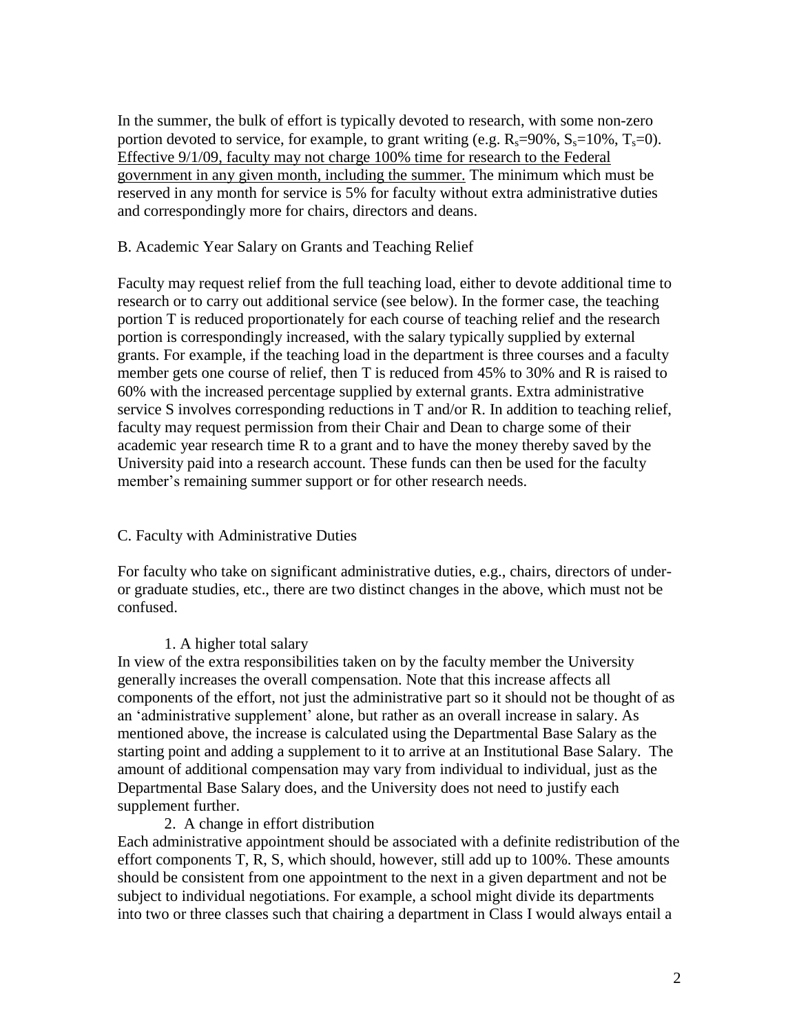In the summer, the bulk of effort is typically devoted to research, with some non-zero portion devoted to service, for example, to grant writing (e.g. $R_s$=90%, $S_s$=10%, $T_s$=0). <u>Effective 9/1/09, faculty may not charge 100% time for research to the Federal government in any given month, including the summer.</u> The minimum which must be reserved in any month for service is 5% for faculty without extra administrative duties and correspondingly more for chairs, directors and deans.

B. Academic Year Salary on Grants and Teaching Relief

Faculty may request relief from the full teaching load, either to devote additional time to research or to carry out additional service (see below). In the former case, the teaching portion T is reduced proportionately for each course of teaching relief and the research portion is correspondingly increased, with the salary typically supplied by external grants. For example, if the teaching load in the department is three courses and a faculty member gets one course of relief, then T is reduced from 45% to 30% and R is raised to 60% with the increased percentage supplied by external grants. Extra administrative service S involves corresponding reductions in T and/or R. In addition to teaching relief, faculty may request permission from their Chair and Dean to charge some of their academic year research time R to a grant and to have the money thereby saved by the University paid into a research account. These funds can then be used for the faculty member's remaining summer support or for other research needs.

C. Faculty with Administrative Duties

For faculty who take on significant administrative duties, e.g., chairs, directors of under- or graduate studies, etc., there are two distinct changes in the above, which must not be confused.

1. A higher total salary

In view of the extra responsibilities taken on by the faculty member the University generally increases the overall compensation. Note that this increase affects all components of the effort, not just the administrative part so it should not be thought of as an 'administrative supplement' alone, but rather as an overall increase in salary. As mentioned above, the increase is calculated using the Departmental Base Salary as the starting point and adding a supplement to it to arrive at an Institutional Base Salary. The amount of additional compensation may vary from individual to individual, just as the Departmental Base Salary does, and the University does not need to justify each supplement further.

2. A change in effort distribution

Each administrative appointment should be associated with a definite redistribution of the effort components T, R, S, which should, however, still add up to 100%. These amounts should be consistent from one appointment to the next in a given department and not be subject to individual negotiations. For example, a school might divide its departments into two or three classes such that chairing a department in Class I would always entail a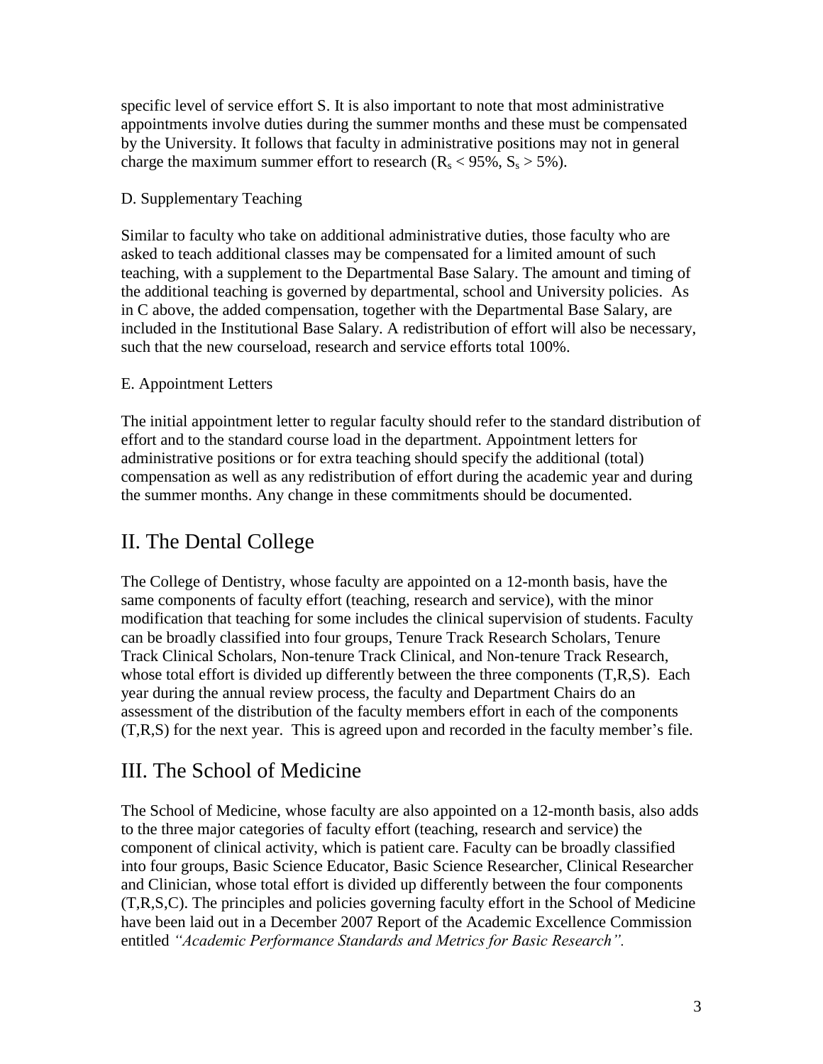specific level of service effort S. It is also important to note that most administrative appointments involve duties during the summer months and these must be compensated by the University. It follows that faculty in administrative positions may not in general charge the maximum summer effort to research ($R_s < 95\%$, $S_s > 5\%$).

D. Supplementary Teaching

Similar to faculty who take on additional administrative duties, those faculty who are asked to teach additional classes may be compensated for a limited amount of such teaching, with a supplement to the Departmental Base Salary. The amount and timing of the additional teaching is governed by departmental, school and University policies. As in C above, the added compensation, together with the Departmental Base Salary, are included in the Institutional Base Salary. A redistribution of effort will also be necessary, such that the new courseload, research and service efforts total 100%.

E. Appointment Letters

The initial appointment letter to regular faculty should refer to the standard distribution of effort and to the standard course load in the department. Appointment letters for administrative positions or for extra teaching should specify the additional (total) compensation as well as any redistribution of effort during the academic year and during the summer months. Any change in these commitments should be documented.

## II. The Dental College

The College of Dentistry, whose faculty are appointed on a 12-month basis, have the same components of faculty effort (teaching, research and service), with the minor modification that teaching for some includes the clinical supervision of students. Faculty can be broadly classified into four groups, Tenure Track Research Scholars, Tenure Track Clinical Scholars, Non-tenure Track Clinical, and Non-tenure Track Research, whose total effort is divided up differently between the three components (T,R,S). Each year during the annual review process, the faculty and Department Chairs do an assessment of the distribution of the faculty members effort in each of the components (T,R,S) for the next year. This is agreed upon and recorded in the faculty member's file.

## III. The School of Medicine

The School of Medicine, whose faculty are also appointed on a 12-month basis, also adds to the three major categories of faculty effort (teaching, research and service) the component of clinical activity, which is patient care. Faculty can be broadly classified into four groups, Basic Science Educator, Basic Science Researcher, Clinical Researcher and Clinician, whose total effort is divided up differently between the four components (T,R,S,C). The principles and policies governing faculty effort in the School of Medicine have been laid out in a December 2007 Report of the Academic Excellence Commission entitled *"Academic Performance Standards and Metrics for Basic Research".*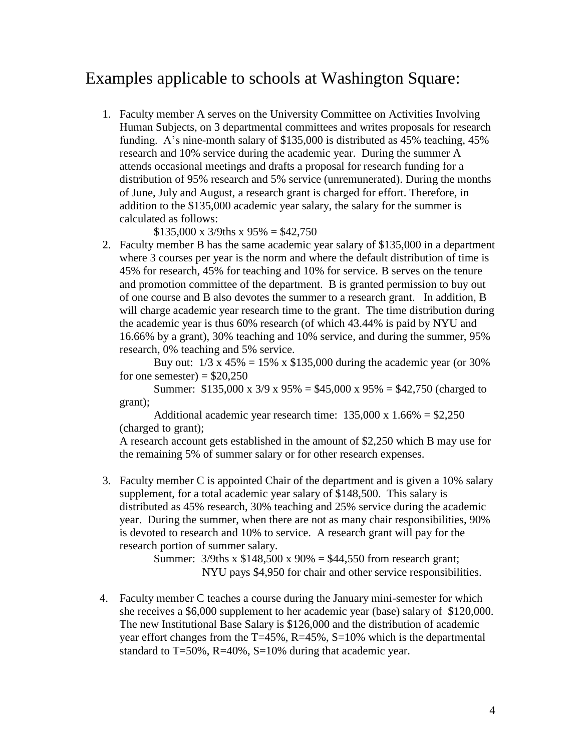# Examples applicable to schools at Washington Square:

1. Faculty member A serves on the University Committee on Activities Involving Human Subjects, on 3 departmental committees and writes proposals for research funding. A's nine-month salary of $135,000 is distributed as 45% teaching, 45% research and 10% service during the academic year. During the summer A attends occasional meetings and drafts a proposal for research funding for a distribution of 95% research and 5% service (unremunerated). During the months of June, July and August, a research grant is charged for effort. Therefore, in addition to the $135,000 academic year salary, the salary for the summer is calculated as follows:

   $135,000 x 3/9ths x 95% = $42,750

2. Faculty member B has the same academic year salary of $135,000 in a department where 3 courses per year is the norm and where the default distribution of time is 45% for research, 45% for teaching and 10% for service. B serves on the tenure and promotion committee of the department. B is granted permission to buy out of one course and B also devotes the summer to a research grant. In addition, B will charge academic year research time to the grant. The time distribution during the academic year is thus 60% research (of which 43.44% is paid by NYU and 16.66% by a grant), 30% teaching and 10% service, and during the summer, 95% research, 0% teaching and 5% service.

   Buy out: 1/3 x 45% = 15% x $135,000 during the academic year (or 30% for one semester) = $20,250

   Summer: $135,000 x 3/9 x 95% = $45,000 x 95% = $42,750 (charged to grant);

   Additional academic year research time: 135,000 x 1.66% = $2,250 (charged to grant);

   A research account gets established in the amount of $2,250 which B may use for the remaining 5% of summer salary or for other research expenses.

3. Faculty member C is appointed Chair of the department and is given a 10% salary supplement, for a total academic year salary of $148,500. This salary is distributed as 45% research, 30% teaching and 25% service during the academic year. During the summer, when there are not as many chair responsibilities, 90% is devoted to research and 10% to service. A research grant will pay for the research portion of summer salary.

   Summer: 3/9ths x $148,500 x 90% = $44,550 from research grant;
   NYU pays $4,950 for chair and other service responsibilities.

4. Faculty member C teaches a course during the January mini-semester for which she receives a $6,000 supplement to her academic year (base) salary of $120,000. The new Institutional Base Salary is $126,000 and the distribution of academic year effort changes from the T=45%, R=45%, S=10% which is the departmental standard to T=50%, R=40%, S=10% during that academic year.